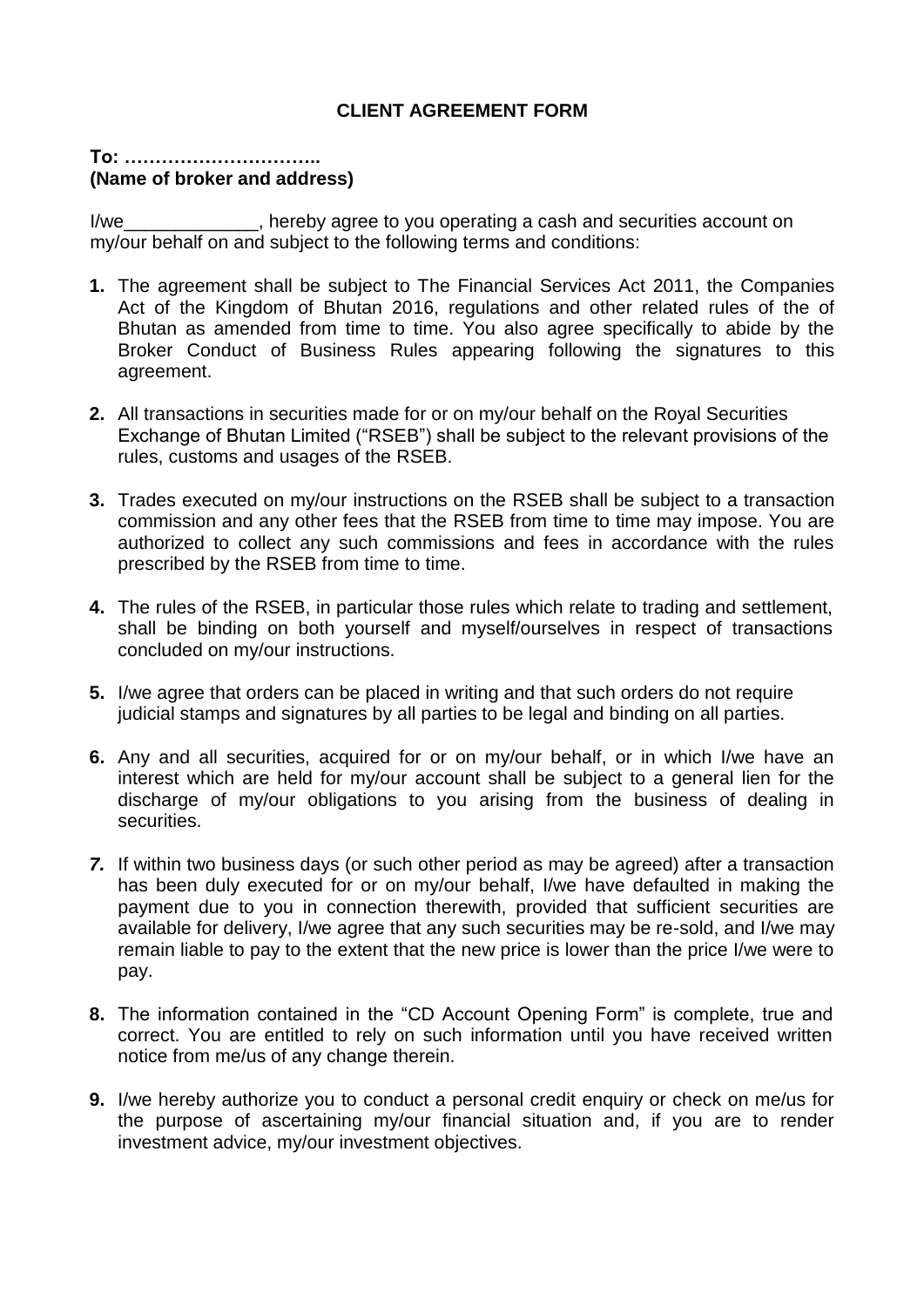# CLIENT AGREEMENT FORM

**To: …………………………..**
**(Name of broker and address)**

I/we_____________, hereby agree to you operating a cash and securities account on my/our behalf on and subject to the following terms and conditions:

1. The agreement shall be subject to The Financial Services Act 2011, the Companies Act of the Kingdom of Bhutan 2016, regulations and other related rules of the of Bhutan as amended from time to time. You also agree specifically to abide by the Broker Conduct of Business Rules appearing following the signatures to this agreement.

2. All transactions in securities made for or on my/our behalf on the Royal Securities Exchange of Bhutan Limited ("RSEB") shall be subject to the relevant provisions of the rules, customs and usages of the RSEB.

3. Trades executed on my/our instructions on the RSEB shall be subject to a transaction commission and any other fees that the RSEB from time to time may impose. You are authorized to collect any such commissions and fees in accordance with the rules prescribed by the RSEB from time to time.

4. The rules of the RSEB, in particular those rules which relate to trading and settlement, shall be binding on both yourself and myself/ourselves in respect of transactions concluded on my/our instructions.

5. I/we agree that orders can be placed in writing and that such orders do not require judicial stamps and signatures by all parties to be legal and binding on all parties.

6. Any and all securities, acquired for or on my/our behalf, or in which I/we have an interest which are held for my/our account shall be subject to a general lien for the discharge of my/our obligations to you arising from the business of dealing in securities.

7. If within two business days (or such other period as may be agreed) after a transaction has been duly executed for or on my/our behalf, I/we have defaulted in making the payment due to you in connection therewith, provided that sufficient securities are available for delivery, I/we agree that any such securities may be re-sold, and I/we may remain liable to pay to the extent that the new price is lower than the price I/we were to pay.

8. The information contained in the "CD Account Opening Form" is complete, true and correct. You are entitled to rely on such information until you have received written notice from me/us of any change therein.

9. I/we hereby authorize you to conduct a personal credit enquiry or check on me/us for the purpose of ascertaining my/our financial situation and, if you are to render investment advice, my/our investment objectives.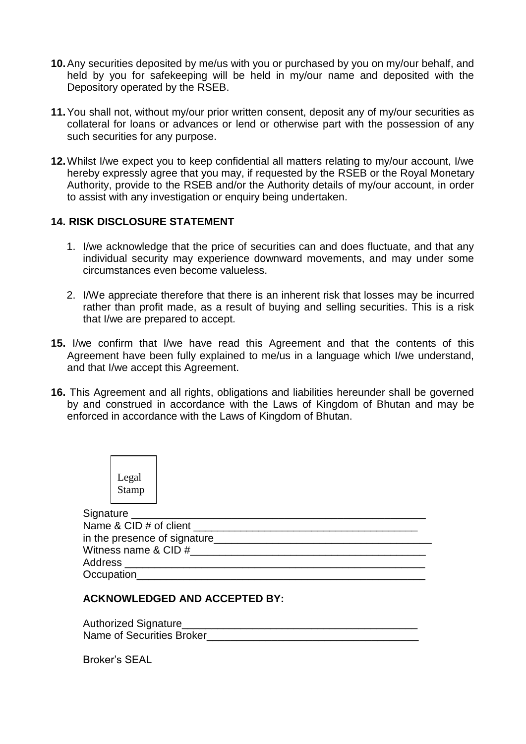**10.** Any securities deposited by me/us with you or purchased by you on my/our behalf, and held by you for safekeeping will be held in my/our name and deposited with the Depository operated by the RSEB.

**11.** You shall not, without my/our prior written consent, deposit any of my/our securities as collateral for loans or advances or lend or otherwise part with the possession of any such securities for any purpose.

**12.** Whilst I/we expect you to keep confidential all matters relating to my/our account, I/we hereby expressly agree that you may, if requested by the RSEB or the Royal Monetary Authority, provide to the RSEB and/or the Authority details of my/our account, in order to assist with any investigation or enquiry being undertaken.

**14. RISK DISCLOSURE STATEMENT**

1. I/we acknowledge that the price of securities can and does fluctuate, and that any individual security may experience downward movements, and may under some circumstances even become valueless.

2. I/We appreciate therefore that there is an inherent risk that losses may be incurred rather than profit made, as a result of buying and selling securities. This is a risk that I/we are prepared to accept.

**15.** I/we confirm that I/we have read this Agreement and that the contents of this Agreement have been fully explained to me/us in a language which I/we understand, and that I/we accept this Agreement.

**16.** This Agreement and all rights, obligations and liabilities hereunder shall be governed by and construed in accordance with the Laws of Kingdom of Bhutan and may be enforced in accordance with the Laws of Kingdom of Bhutan.

Legal Stamp

Signature ____________________________________________________

Name & CID # of client ________________________________________

in the presence of signature______________________________________

Witness name & CID #_________________________________________

Address _____________________________________________________

Occupation___________________________________________________

**ACKNOWLEDGED AND ACCEPTED BY:**

Authorized Signature_________________________________________

Name of Securities Broker_____________________________________

Broker's SEAL